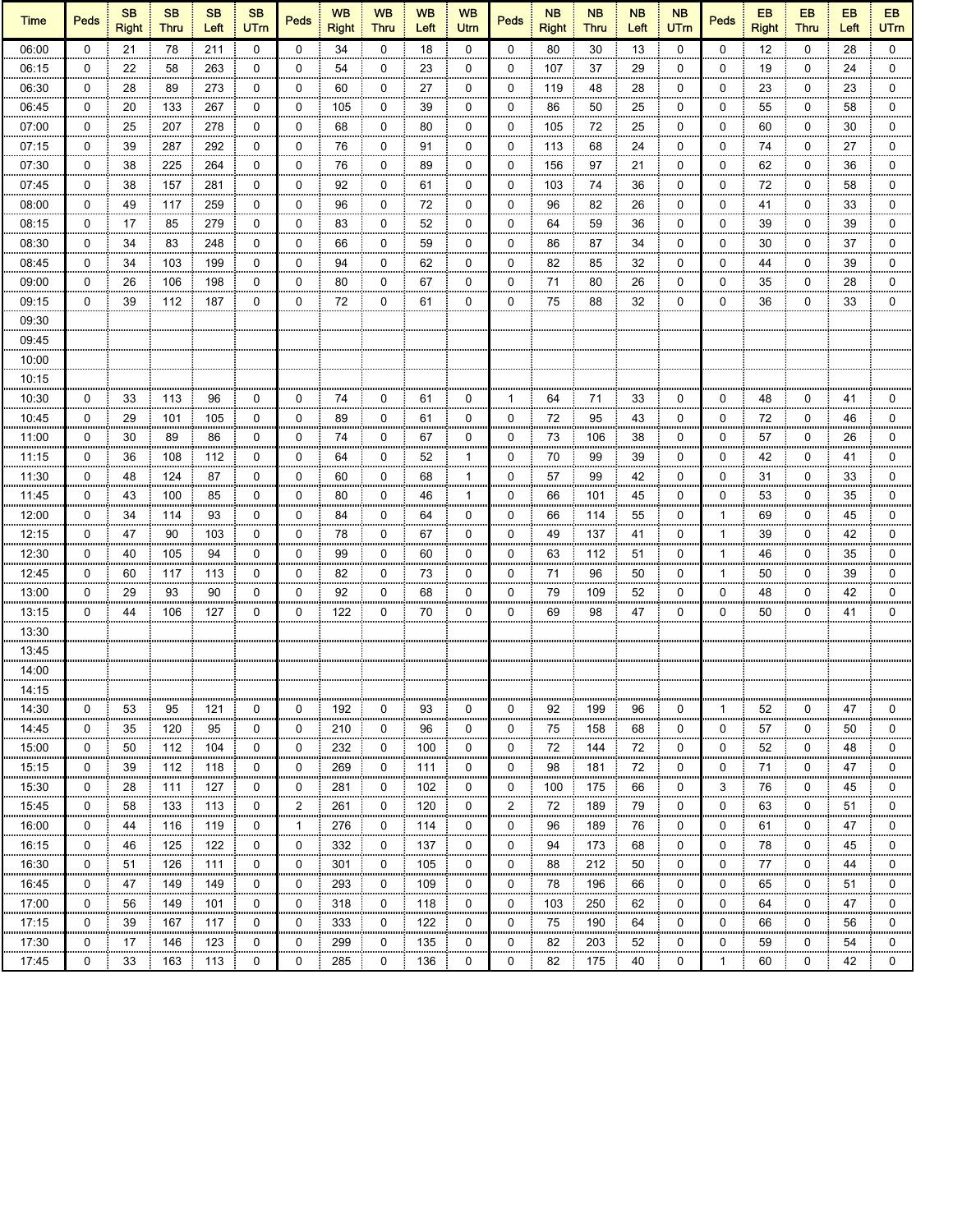| Time | Peds | SB Right | SB Thru | SB Left | SB UTrn | Peds | WB Right | WB Thru | WB Left | WB Utrn | Peds | NB Right | NB Thru | NB Left | NB UTrn | Peds | EB Right | EB Thru | EB Left | EB UTrn |
|---|---|---|---|---|---|---|---|---|---|---|---|---|---|---|---|---|---|---|---|---|
| 06:00 | 0 | 21 | 78 | 211 | 0 | 0 | 34 | 0 | 18 | 0 | 0 | 80 | 30 | 13 | 0 | 0 | 12 | 0 | 28 | 0 |
| 06:15 | 0 | 22 | 58 | 263 | 0 | 0 | 54 | 0 | 23 | 0 | 0 | 107 | 37 | 29 | 0 | 0 | 19 | 0 | 24 | 0 |
| 06:30 | 0 | 28 | 89 | 273 | 0 | 0 | 60 | 0 | 27 | 0 | 0 | 119 | 48 | 28 | 0 | 0 | 23 | 0 | 23 | 0 |
| 06:45 | 0 | 20 | 133 | 267 | 0 | 0 | 105 | 0 | 39 | 0 | 0 | 86 | 50 | 25 | 0 | 0 | 55 | 0 | 58 | 0 |
| 07:00 | 0 | 25 | 207 | 278 | 0 | 0 | 68 | 0 | 80 | 0 | 0 | 105 | 72 | 25 | 0 | 0 | 60 | 0 | 30 | 0 |
| 07:15 | 0 | 39 | 287 | 292 | 0 | 0 | 76 | 0 | 91 | 0 | 0 | 113 | 68 | 24 | 0 | 0 | 74 | 0 | 27 | 0 |
| 07:30 | 0 | 38 | 225 | 264 | 0 | 0 | 76 | 0 | 89 | 0 | 0 | 156 | 97 | 21 | 0 | 0 | 62 | 0 | 36 | 0 |
| 07:45 | 0 | 38 | 157 | 281 | 0 | 0 | 92 | 0 | 61 | 0 | 0 | 103 | 74 | 36 | 0 | 0 | 72 | 0 | 58 | 0 |
| 08:00 | 0 | 49 | 117 | 259 | 0 | 0 | 96 | 0 | 72 | 0 | 0 | 96 | 82 | 26 | 0 | 0 | 41 | 0 | 33 | 0 |
| 08:15 | 0 | 17 | 85 | 279 | 0 | 0 | 83 | 0 | 52 | 0 | 0 | 64 | 59 | 36 | 0 | 0 | 39 | 0 | 39 | 0 |
| 08:30 | 0 | 34 | 83 | 248 | 0 | 0 | 66 | 0 | 59 | 0 | 0 | 86 | 87 | 34 | 0 | 0 | 30 | 0 | 37 | 0 |
| 08:45 | 0 | 34 | 103 | 199 | 0 | 0 | 94 | 0 | 62 | 0 | 0 | 82 | 85 | 32 | 0 | 0 | 44 | 0 | 39 | 0 |
| 09:00 | 0 | 26 | 106 | 198 | 0 | 0 | 80 | 0 | 67 | 0 | 0 | 71 | 80 | 26 | 0 | 0 | 35 | 0 | 28 | 0 |
| 09:15 | 0 | 39 | 112 | 187 | 0 | 0 | 72 | 0 | 61 | 0 | 0 | 75 | 88 | 32 | 0 | 0 | 36 | 0 | 33 | 0 |
| 09:30 | | | | | | | | | | | | | | | | | | | | |
| 09:45 | | | | | | | | | | | | | | | | | | | | |
| 10:00 | | | | | | | | | | | | | | | | | | | | |
| 10:15 | | | | | | | | | | | | | | | | | | | | |
| 10:30 | 0 | 33 | 113 | 96 | 0 | 0 | 74 | 0 | 61 | 0 | 1 | 64 | 71 | 33 | 0 | 0 | 48 | 0 | 41 | 0 |
| 10:45 | 0 | 29 | 101 | 105 | 0 | 0 | 89 | 0 | 61 | 0 | 0 | 72 | 95 | 43 | 0 | 0 | 72 | 0 | 46 | 0 |
| 11:00 | 0 | 30 | 89 | 86 | 0 | 0 | 74 | 0 | 67 | 0 | 0 | 73 | 106 | 38 | 0 | 0 | 57 | 0 | 26 | 0 |
| 11:15 | 0 | 36 | 108 | 112 | 0 | 0 | 64 | 0 | 52 | 1 | 0 | 70 | 99 | 39 | 0 | 0 | 42 | 0 | 41 | 0 |
| 11:30 | 0 | 48 | 124 | 87 | 0 | 0 | 60 | 0 | 68 | 1 | 0 | 57 | 99 | 42 | 0 | 0 | 31 | 0 | 33 | 0 |
| 11:45 | 0 | 43 | 100 | 85 | 0 | 0 | 80 | 0 | 46 | 1 | 0 | 66 | 101 | 45 | 0 | 0 | 53 | 0 | 35 | 0 |
| 12:00 | 0 | 34 | 114 | 93 | 0 | 0 | 84 | 0 | 64 | 0 | 0 | 66 | 114 | 55 | 0 | 1 | 69 | 0 | 45 | 0 |
| 12:15 | 0 | 47 | 90 | 103 | 0 | 0 | 78 | 0 | 67 | 0 | 0 | 49 | 137 | 41 | 0 | 1 | 39 | 0 | 42 | 0 |
| 12:30 | 0 | 40 | 105 | 94 | 0 | 0 | 99 | 0 | 60 | 0 | 0 | 63 | 112 | 51 | 0 | 1 | 46 | 0 | 35 | 0 |
| 12:45 | 0 | 60 | 117 | 113 | 0 | 0 | 82 | 0 | 73 | 0 | 0 | 71 | 96 | 50 | 0 | 1 | 50 | 0 | 39 | 0 |
| 13:00 | 0 | 29 | 93 | 90 | 0 | 0 | 92 | 0 | 68 | 0 | 0 | 79 | 109 | 52 | 0 | 0 | 48 | 0 | 42 | 0 |
| 13:15 | 0 | 44 | 106 | 127 | 0 | 0 | 122 | 0 | 70 | 0 | 0 | 69 | 98 | 47 | 0 | 0 | 50 | 0 | 41 | 0 |
| 13:30 | | | | | | | | | | | | | | | | | | | | |
| 13:45 | | | | | | | | | | | | | | | | | | | | |
| 14:00 | | | | | | | | | | | | | | | | | | | | |
| 14:15 | | | | | | | | | | | | | | | | | | | | |
| 14:30 | 0 | 53 | 95 | 121 | 0 | 0 | 192 | 0 | 93 | 0 | 0 | 92 | 199 | 96 | 0 | 1 | 52 | 0 | 47 | 0 |
| 14:45 | 0 | 35 | 120 | 95 | 0 | 0 | 210 | 0 | 96 | 0 | 0 | 75 | 158 | 68 | 0 | 0 | 57 | 0 | 50 | 0 |
| 15:00 | 0 | 50 | 112 | 104 | 0 | 0 | 232 | 0 | 100 | 0 | 0 | 72 | 144 | 72 | 0 | 0 | 52 | 0 | 48 | 0 |
| 15:15 | 0 | 39 | 112 | 118 | 0 | 0 | 269 | 0 | 111 | 0 | 0 | 98 | 181 | 72 | 0 | 0 | 71 | 0 | 47 | 0 |
| 15:30 | 0 | 28 | 111 | 127 | 0 | 0 | 281 | 0 | 102 | 0 | 0 | 100 | 175 | 66 | 0 | 3 | 76 | 0 | 45 | 0 |
| 15:45 | 0 | 58 | 133 | 113 | 0 | 2 | 261 | 0 | 120 | 0 | 2 | 72 | 189 | 79 | 0 | 0 | 63 | 0 | 51 | 0 |
| 16:00 | 0 | 44 | 116 | 119 | 0 | 1 | 276 | 0 | 114 | 0 | 0 | 96 | 189 | 76 | 0 | 0 | 61 | 0 | 47 | 0 |
| 16:15 | 0 | 46 | 125 | 122 | 0 | 0 | 332 | 0 | 137 | 0 | 0 | 94 | 173 | 68 | 0 | 0 | 78 | 0 | 45 | 0 |
| 16:30 | 0 | 51 | 126 | 111 | 0 | 0 | 301 | 0 | 105 | 0 | 0 | 88 | 212 | 50 | 0 | 0 | 77 | 0 | 44 | 0 |
| 16:45 | 0 | 47 | 149 | 149 | 0 | 0 | 293 | 0 | 109 | 0 | 0 | 78 | 196 | 66 | 0 | 0 | 65 | 0 | 51 | 0 |
| 17:00 | 0 | 56 | 149 | 101 | 0 | 0 | 318 | 0 | 118 | 0 | 0 | 103 | 250 | 62 | 0 | 0 | 64 | 0 | 47 | 0 |
| 17:15 | 0 | 39 | 167 | 117 | 0 | 0 | 333 | 0 | 122 | 0 | 0 | 75 | 190 | 64 | 0 | 0 | 66 | 0 | 56 | 0 |
| 17:30 | 0 | 17 | 146 | 123 | 0 | 0 | 299 | 0 | 135 | 0 | 0 | 82 | 203 | 52 | 0 | 0 | 59 | 0 | 54 | 0 |
| 17:45 | 0 | 33 | 163 | 113 | 0 | 0 | 285 | 0 | 136 | 0 | 0 | 82 | 175 | 40 | 0 | 1 | 60 | 0 | 42 | 0 |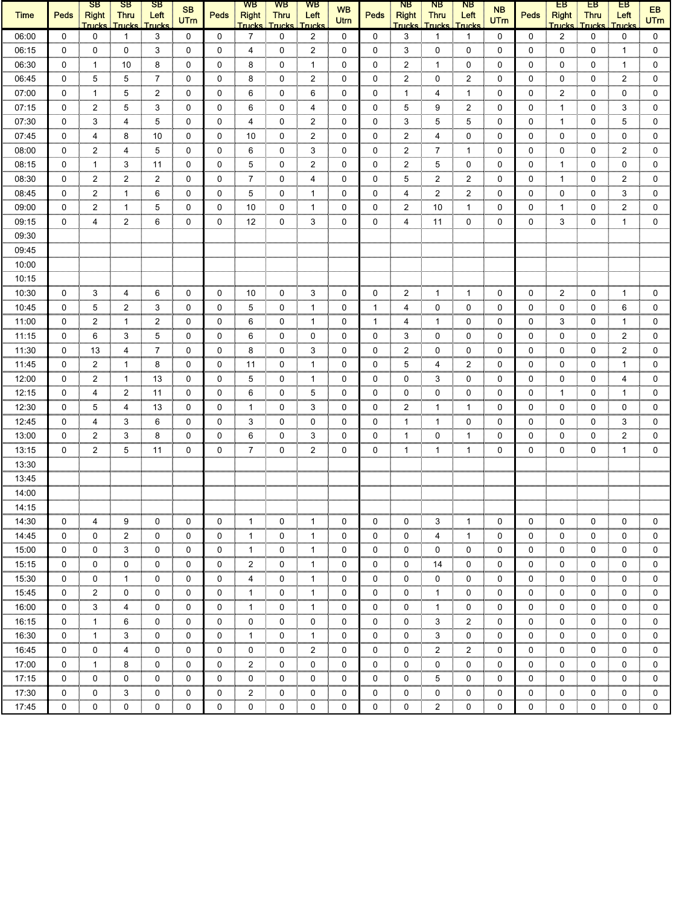| Time | Peds | SB Right Trucks | SB Thru Trucks | SB Left Trucks | SB UTrn | Peds | WB Right Trucks | WB Thru Trucks | WB Left Trucks | WB Utrn | Peds | NB Right Trucks | NB Thru Trucks | NB Left Trucks | NB UTrn | Peds | EB Right Trucks | EB Thru Trucks | EB Left Trucks | EB UTrn |
|---|---|---|---|---|---|---|---|---|---|---|---|---|---|---|---|---|---|---|---|---|
| 06:00 | 0 | 0 | 1 | 3 | 0 | 0 | 7 | 0 | 2 | 0 | 0 | 3 | 1 | 1 | 0 | 0 | 2 | 0 | 0 | 0 |
| 06:15 | 0 | 0 | 0 | 3 | 0 | 0 | 4 | 0 | 2 | 0 | 0 | 3 | 0 | 0 | 0 | 0 | 0 | 0 | 1 | 0 |
| 06:30 | 0 | 1 | 10 | 8 | 0 | 0 | 8 | 0 | 1 | 0 | 0 | 2 | 1 | 0 | 0 | 0 | 0 | 0 | 1 | 0 |
| 06:45 | 0 | 5 | 5 | 7 | 0 | 0 | 8 | 0 | 2 | 0 | 0 | 2 | 0 | 2 | 0 | 0 | 0 | 0 | 2 | 0 |
| 07:00 | 0 | 1 | 5 | 2 | 0 | 0 | 6 | 0 | 6 | 0 | 0 | 1 | 4 | 1 | 0 | 0 | 2 | 0 | 0 | 0 |
| 07:15 | 0 | 2 | 5 | 3 | 0 | 0 | 6 | 0 | 4 | 0 | 0 | 5 | 9 | 2 | 0 | 0 | 1 | 0 | 3 | 0 |
| 07:30 | 0 | 3 | 4 | 5 | 0 | 0 | 4 | 0 | 2 | 0 | 0 | 3 | 5 | 5 | 0 | 0 | 1 | 0 | 5 | 0 |
| 07:45 | 0 | 4 | 8 | 10 | 0 | 0 | 10 | 0 | 2 | 0 | 0 | 2 | 4 | 0 | 0 | 0 | 0 | 0 | 0 | 0 |
| 08:00 | 0 | 2 | 4 | 5 | 0 | 0 | 6 | 0 | 3 | 0 | 0 | 2 | 7 | 1 | 0 | 0 | 0 | 0 | 2 | 0 |
| 08:15 | 0 | 1 | 3 | 11 | 0 | 0 | 5 | 0 | 2 | 0 | 0 | 2 | 5 | 0 | 0 | 0 | 1 | 0 | 0 | 0 |
| 08:30 | 0 | 2 | 2 | 2 | 0 | 0 | 7 | 0 | 4 | 0 | 0 | 5 | 2 | 2 | 0 | 0 | 1 | 0 | 2 | 0 |
| 08:45 | 0 | 2 | 1 | 6 | 0 | 0 | 5 | 0 | 1 | 0 | 0 | 4 | 2 | 2 | 0 | 0 | 0 | 0 | 3 | 0 |
| 09:00 | 0 | 2 | 1 | 5 | 0 | 0 | 10 | 0 | 1 | 0 | 0 | 2 | 10 | 1 | 0 | 0 | 1 | 0 | 2 | 0 |
| 09:15 | 0 | 4 | 2 | 6 | 0 | 0 | 12 | 0 | 3 | 0 | 0 | 4 | 11 | 0 | 0 | 0 | 3 | 0 | 1 | 0 |
| 09:30 | | | | | | | | | | | | | | | | | | | | |
| 09:45 | | | | | | | | | | | | | | | | | | | | |
| 10:00 | | | | | | | | | | | | | | | | | | | | |
| 10:15 | | | | | | | | | | | | | | | | | | | | |
| 10:30 | 0 | 3 | 4 | 6 | 0 | 0 | 10 | 0 | 3 | 0 | 0 | 2 | 1 | 1 | 0 | 0 | 2 | 0 | 1 | 0 |
| 10:45 | 0 | 5 | 2 | 3 | 0 | 0 | 5 | 0 | 1 | 0 | 1 | 4 | 0 | 0 | 0 | 0 | 0 | 0 | 6 | 0 |
| 11:00 | 0 | 2 | 1 | 2 | 0 | 0 | 6 | 0 | 1 | 0 | 1 | 4 | 1 | 0 | 0 | 0 | 3 | 0 | 1 | 0 |
| 11:15 | 0 | 6 | 3 | 5 | 0 | 0 | 6 | 0 | 0 | 0 | 0 | 3 | 0 | 0 | 0 | 0 | 0 | 0 | 2 | 0 |
| 11:30 | 0 | 13 | 4 | 7 | 0 | 0 | 8 | 0 | 3 | 0 | 0 | 2 | 0 | 0 | 0 | 0 | 0 | 0 | 2 | 0 |
| 11:45 | 0 | 2 | 1 | 8 | 0 | 0 | 11 | 0 | 1 | 0 | 0 | 5 | 4 | 2 | 0 | 0 | 0 | 0 | 1 | 0 |
| 12:00 | 0 | 2 | 1 | 13 | 0 | 0 | 5 | 0 | 1 | 0 | 0 | 0 | 3 | 0 | 0 | 0 | 0 | 0 | 4 | 0 |
| 12:15 | 0 | 4 | 2 | 11 | 0 | 0 | 6 | 0 | 5 | 0 | 0 | 0 | 0 | 0 | 0 | 0 | 1 | 0 | 1 | 0 |
| 12:30 | 0 | 5 | 4 | 13 | 0 | 0 | 1 | 0 | 3 | 0 | 0 | 2 | 1 | 1 | 0 | 0 | 0 | 0 | 0 | 0 |
| 12:45 | 0 | 4 | 3 | 6 | 0 | 0 | 3 | 0 | 0 | 0 | 0 | 1 | 1 | 0 | 0 | 0 | 0 | 0 | 3 | 0 |
| 13:00 | 0 | 2 | 3 | 8 | 0 | 0 | 6 | 0 | 3 | 0 | 0 | 1 | 0 | 1 | 0 | 0 | 0 | 0 | 2 | 0 |
| 13:15 | 0 | 2 | 5 | 11 | 0 | 0 | 7 | 0 | 2 | 0 | 0 | 1 | 1 | 1 | 0 | 0 | 0 | 0 | 1 | 0 |
| 13:30 | | | | | | | | | | | | | | | | | | | | |
| 13:45 | | | | | | | | | | | | | | | | | | | | |
| 14:00 | | | | | | | | | | | | | | | | | | | | |
| 14:15 | | | | | | | | | | | | | | | | | | | | |
| 14:30 | 0 | 4 | 9 | 0 | 0 | 0 | 1 | 0 | 1 | 0 | 0 | 0 | 3 | 1 | 0 | 0 | 0 | 0 | 0 | 0 |
| 14:45 | 0 | 0 | 2 | 0 | 0 | 0 | 1 | 0 | 1 | 0 | 0 | 0 | 4 | 1 | 0 | 0 | 0 | 0 | 0 | 0 |
| 15:00 | 0 | 0 | 3 | 0 | 0 | 0 | 1 | 0 | 1 | 0 | 0 | 0 | 0 | 0 | 0 | 0 | 0 | 0 | 0 | 0 |
| 15:15 | 0 | 0 | 0 | 0 | 0 | 0 | 2 | 0 | 1 | 0 | 0 | 0 | 14 | 0 | 0 | 0 | 0 | 0 | 0 | 0 |
| 15:30 | 0 | 0 | 1 | 0 | 0 | 0 | 4 | 0 | 1 | 0 | 0 | 0 | 0 | 0 | 0 | 0 | 0 | 0 | 0 | 0 |
| 15:45 | 0 | 2 | 0 | 0 | 0 | 0 | 1 | 0 | 1 | 0 | 0 | 0 | 1 | 0 | 0 | 0 | 0 | 0 | 0 | 0 |
| 16:00 | 0 | 3 | 4 | 0 | 0 | 0 | 1 | 0 | 1 | 0 | 0 | 0 | 1 | 0 | 0 | 0 | 0 | 0 | 0 | 0 |
| 16:15 | 0 | 1 | 6 | 0 | 0 | 0 | 0 | 0 | 0 | 0 | 0 | 0 | 3 | 2 | 0 | 0 | 0 | 0 | 0 | 0 |
| 16:30 | 0 | 1 | 3 | 0 | 0 | 0 | 1 | 0 | 1 | 0 | 0 | 0 | 3 | 0 | 0 | 0 | 0 | 0 | 0 | 0 |
| 16:45 | 0 | 0 | 4 | 0 | 0 | 0 | 0 | 0 | 2 | 0 | 0 | 0 | 2 | 2 | 0 | 0 | 0 | 0 | 0 | 0 |
| 17:00 | 0 | 1 | 8 | 0 | 0 | 0 | 2 | 0 | 0 | 0 | 0 | 0 | 0 | 0 | 0 | 0 | 0 | 0 | 0 | 0 |
| 17:15 | 0 | 0 | 0 | 0 | 0 | 0 | 0 | 0 | 0 | 0 | 0 | 0 | 5 | 0 | 0 | 0 | 0 | 0 | 0 | 0 |
| 17:30 | 0 | 0 | 3 | 0 | 0 | 0 | 2 | 0 | 0 | 0 | 0 | 0 | 0 | 0 | 0 | 0 | 0 | 0 | 0 | 0 |
| 17:45 | 0 | 0 | 0 | 0 | 0 | 0 | 0 | 0 | 0 | 0 | 0 | 0 | 2 | 0 | 0 | 0 | 0 | 0 | 0 | 0 |